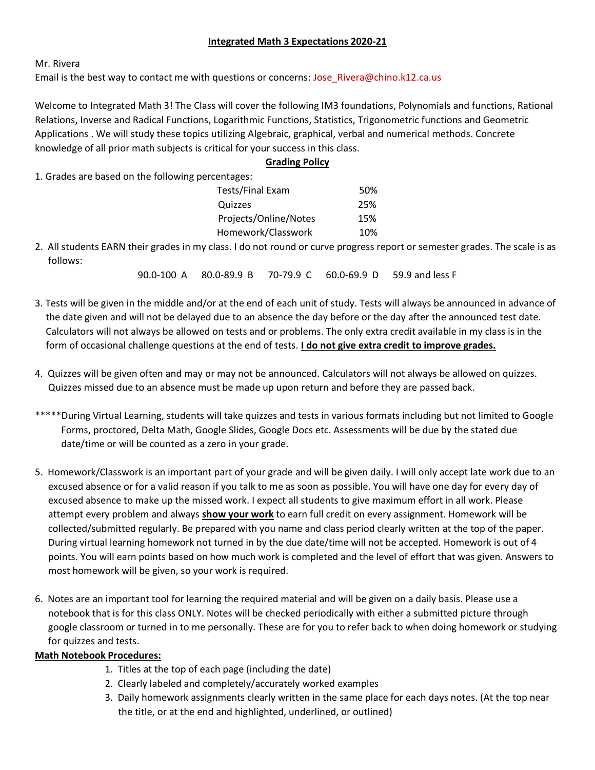# Integrated Math 3 Expectations 2020-21

Mr. Rivera

Email is the best way to contact me with questions or concerns: Jose_Rivera@chino.k12.ca.us

Welcome to Integrated Math 3! The Class will cover the following IM3 foundations, Polynomials and functions, Rational Relations, Inverse and Radical Functions, Logarithmic Functions, Statistics, Trigonometric functions and Geometric Applications . We will study these topics utilizing Algebraic, graphical, verbal and numerical methods. Concrete knowledge of all prior math subjects is critical for your success in this class.

## Grading Policy

1. Grades are based on the following percentages:

| | |
|---|---|
| Tests/Final Exam | 50% |
| Quizzes | 25% |
| Projects/Online/Notes | 15% |
| Homework/Classwork | 10% |

2. All students EARN their grades in my class. I do not round or curve progress report or semester grades. The scale is as follows:

   90.0-100 A     80.0-89.9 B     70-79.9 C     60.0-69.9 D     59.9 and less F

3. Tests will be given in the middle and/or at the end of each unit of study. Tests will always be announced in advance of the date given and will not be delayed due to an absence the day before or the day after the announced test date. Calculators will not always be allowed on tests and or problems. The only extra credit available in my class is in the form of occasional challenge questions at the end of tests. **I do not give extra credit to improve grades.**

4. Quizzes will be given often and may or may not be announced. Calculators will not always be allowed on quizzes. Quizzes missed due to an absence must be made up upon return and before they are passed back.

*****During Virtual Learning, students will take quizzes and tests in various formats including but not limited to Google Forms, proctored, Delta Math, Google Slides, Google Docs etc. Assessments will be due by the stated due date/time or will be counted as a zero in your grade.

5. Homework/Classwork is an important part of your grade and will be given daily. I will only accept late work due to an excused absence or for a valid reason if you talk to me as soon as possible. You will have one day for every day of excused absence to make up the missed work. I expect all students to give maximum effort in all work. Please attempt every problem and always **show your work** to earn full credit on every assignment. Homework will be collected/submitted regularly. Be prepared with you name and class period clearly written at the top of the paper. During virtual learning homework not turned in by the due date/time will not be accepted. Homework is out of 4 points. You will earn points based on how much work is completed and the level of effort that was given. Answers to most homework will be given, so your work is required.

6. Notes are an important tool for learning the required material and will be given on a daily basis. Please use a notebook that is for this class ONLY. Notes will be checked periodically with either a submitted picture through google classroom or turned in to me personally. These are for you to refer back to when doing homework or studying for quizzes and tests.

**Math Notebook Procedures:**

1. Titles at the top of each page (including the date)
2. Clearly labeled and completely/accurately worked examples
3. Daily homework assignments clearly written in the same place for each days notes. (At the top near the title, or at the end and highlighted, underlined, or outlined)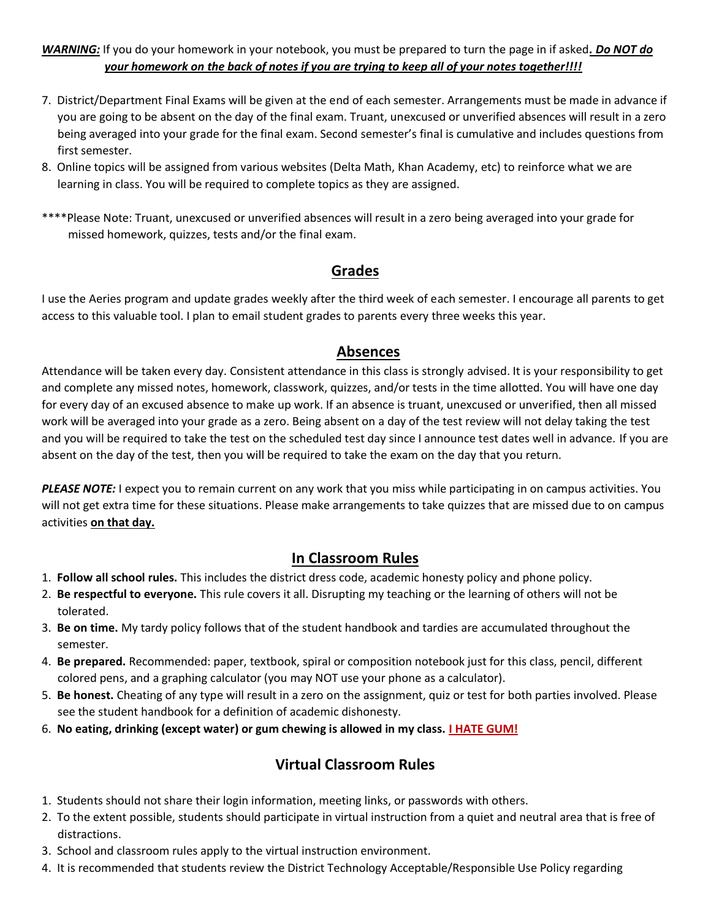***WARNING:*** If you do your homework in your notebook, you must be prepared to turn the page in if asked***. Do NOT do your homework on the back of notes if you are trying to keep all of your notes together!!!!***

7. District/Department Final Exams will be given at the end of each semester. Arrangements must be made in advance if you are going to be absent on the day of the final exam. Truant, unexcused or unverified absences will result in a zero being averaged into your grade for the final exam. Second semester's final is cumulative and includes questions from first semester.
8. Online topics will be assigned from various websites (Delta Math, Khan Academy, etc) to reinforce what we are learning in class. You will be required to complete topics as they are assigned.

****Please Note: Truant, unexcused or unverified absences will result in a zero being averaged into your grade for missed homework, quizzes, tests and/or the final exam.

## Grades

I use the Aeries program and update grades weekly after the third week of each semester. I encourage all parents to get access to this valuable tool. I plan to email student grades to parents every three weeks this year.

## Absences

Attendance will be taken every day. Consistent attendance in this class is strongly advised. It is your responsibility to get and complete any missed notes, homework, classwork, quizzes, and/or tests in the time allotted. You will have one day for every day of an excused absence to make up work. If an absence is truant, unexcused or unverified, then all missed work will be averaged into your grade as a zero. Being absent on a day of the test review will not delay taking the test and you will be required to take the test on the scheduled test day since I announce test dates well in advance. If you are absent on the day of the test, then you will be required to take the exam on the day that you return.

***PLEASE NOTE:*** I expect you to remain current on any work that you miss while participating in on campus activities. You will not get extra time for these situations. Please make arrangements to take quizzes that are missed due to on campus activities **on that day.**

## In Classroom Rules

1. **Follow all school rules.** This includes the district dress code, academic honesty policy and phone policy.
2. **Be respectful to everyone.** This rule covers it all. Disrupting my teaching or the learning of others will not be tolerated.
3. **Be on time.** My tardy policy follows that of the student handbook and tardies are accumulated throughout the semester.
4. **Be prepared.** Recommended: paper, textbook, spiral or composition notebook just for this class, pencil, different colored pens, and a graphing calculator (you may NOT use your phone as a calculator).
5. **Be honest.** Cheating of any type will result in a zero on the assignment, quiz or test for both parties involved. Please see the student handbook for a definition of academic dishonesty.
6. **No eating, drinking (except water) or gum chewing is allowed in my class. I HATE GUM!**

## Virtual Classroom Rules

1. Students should not share their login information, meeting links, or passwords with others.
2. To the extent possible, students should participate in virtual instruction from a quiet and neutral area that is free of distractions.
3. School and classroom rules apply to the virtual instruction environment.
4. It is recommended that students review the District Technology Acceptable/Responsible Use Policy regarding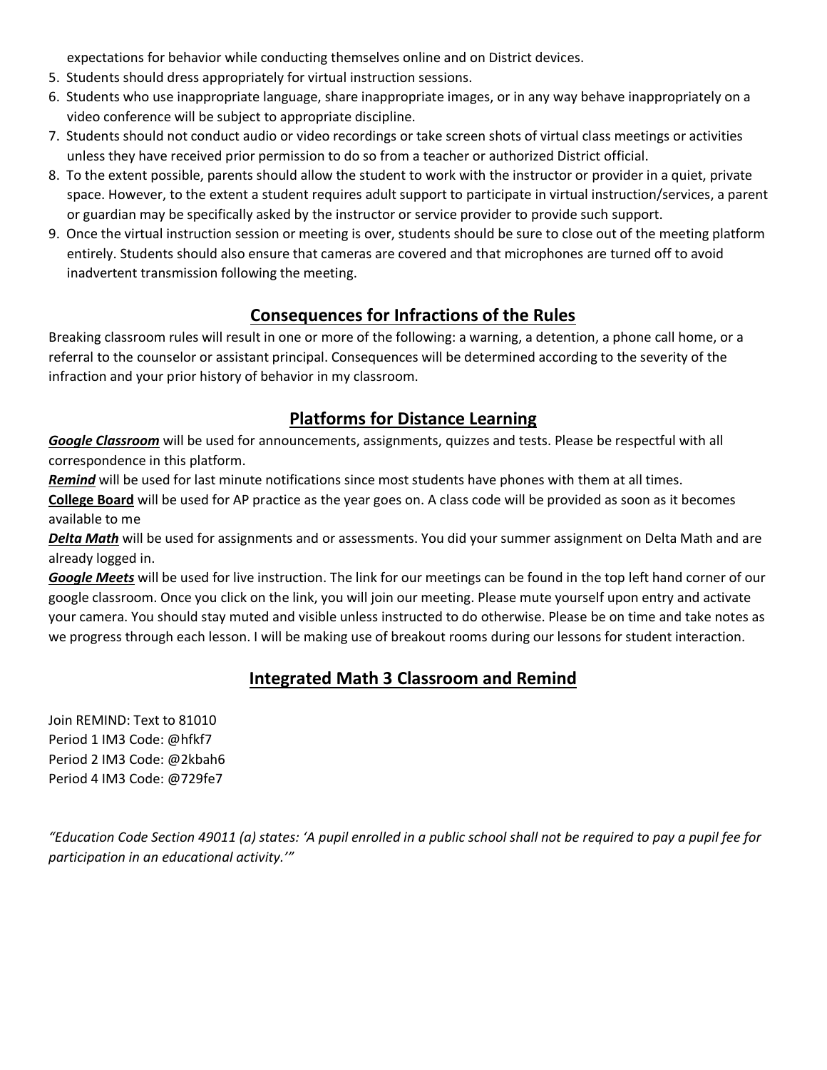expectations for behavior while conducting themselves online and on District devices.

5. Students should dress appropriately for virtual instruction sessions.
6. Students who use inappropriate language, share inappropriate images, or in any way behave inappropriately on a video conference will be subject to appropriate discipline.
7. Students should not conduct audio or video recordings or take screen shots of virtual class meetings or activities unless they have received prior permission to do so from a teacher or authorized District official.
8. To the extent possible, parents should allow the student to work with the instructor or provider in a quiet, private space. However, to the extent a student requires adult support to participate in virtual instruction/services, a parent or guardian may be specifically asked by the instructor or service provider to provide such support.
9. Once the virtual instruction session or meeting is over, students should be sure to close out of the meeting platform entirely. Students should also ensure that cameras are covered and that microphones are turned off to avoid inadvertent transmission following the meeting.

## Consequences for Infractions of the Rules

Breaking classroom rules will result in one or more of the following: a warning, a detention, a phone call home, or a referral to the counselor or assistant principal. Consequences will be determined according to the severity of the infraction and your prior history of behavior in my classroom.

## Platforms for Distance Learning

***Google Classroom*** will be used for announcements, assignments, quizzes and tests. Please be respectful with all correspondence in this platform.

***Remind*** will be used for last minute notifications since most students have phones with them at all times.

**College Board** will be used for AP practice as the year goes on. A class code will be provided as soon as it becomes available to me

***Delta Math*** will be used for assignments and or assessments. You did your summer assignment on Delta Math and are already logged in.

***Google Meets*** will be used for live instruction. The link for our meetings can be found in the top left hand corner of our google classroom. Once you click on the link, you will join our meeting. Please mute yourself upon entry and activate your camera. You should stay muted and visible unless instructed to do otherwise. Please be on time and take notes as we progress through each lesson. I will be making use of breakout rooms during our lessons for student interaction.

## Integrated Math 3 Classroom and Remind

Join REMIND: Text to 81010
Period 1 IM3 Code: @hfkf7
Period 2 IM3 Code: @2kbah6
Period 4 IM3 Code: @729fe7

*"Education Code Section 49011 (a) states: 'A pupil enrolled in a public school shall not be required to pay a pupil fee for participation in an educational activity.'"*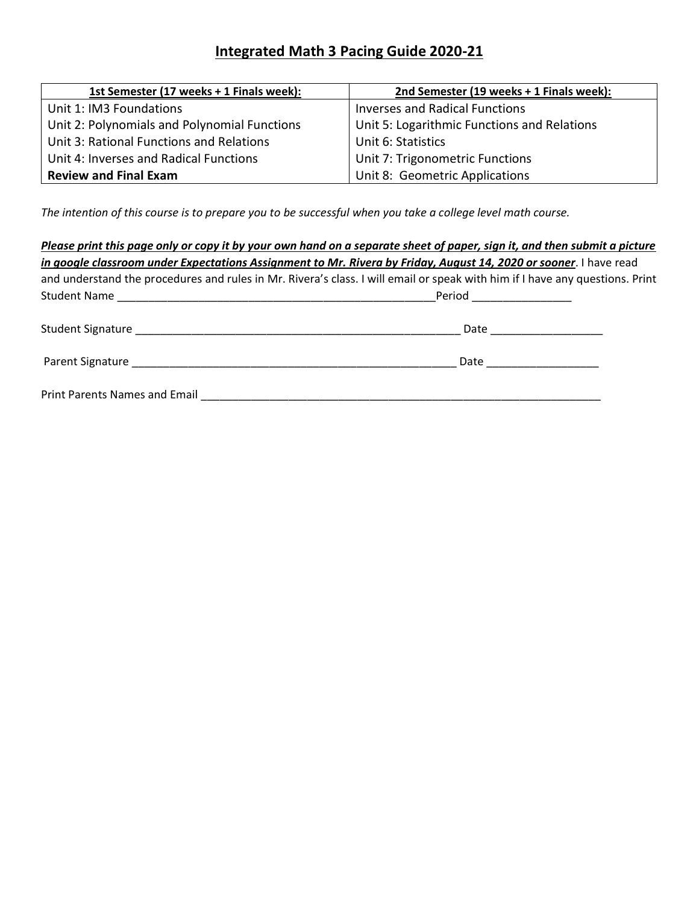# Integrated Math 3 Pacing Guide 2020-21

| 1st Semester (17 weeks + 1 Finals week): | 2nd Semester (19 weeks + 1 Finals week): |
| --- | --- |
| Unit 1: IM3 Foundations | Inverses and Radical Functions |
| Unit 2: Polynomials and Polynomial Functions | Unit 5: Logarithmic Functions and Relations |
| Unit 3: Rational Functions and Relations | Unit 6: Statistics |
| Unit 4: Inverses and Radical Functions | Unit 7: Trigonometric Functions |
| **Review and Final Exam** | Unit 8: Geometric Applications |

*The intention of this course is to prepare you to be successful when you take a college level math course.*

***Please print this page only or copy it by your own hand on a separate sheet of paper, sign it, and then submit a picture in google classroom under Expectations Assignment to Mr. Rivera by Friday, August 14, 2020 or sooner***. I have read and understand the procedures and rules in Mr. Rivera's class. I will email or speak with him if I have any questions. Print Student Name ___________________________________________________Period ________________

Student Signature ______________________________________________________ Date __________________

Parent Signature ______________________________________________________ Date __________________

Print Parents Names and Email __________________________________________________________________